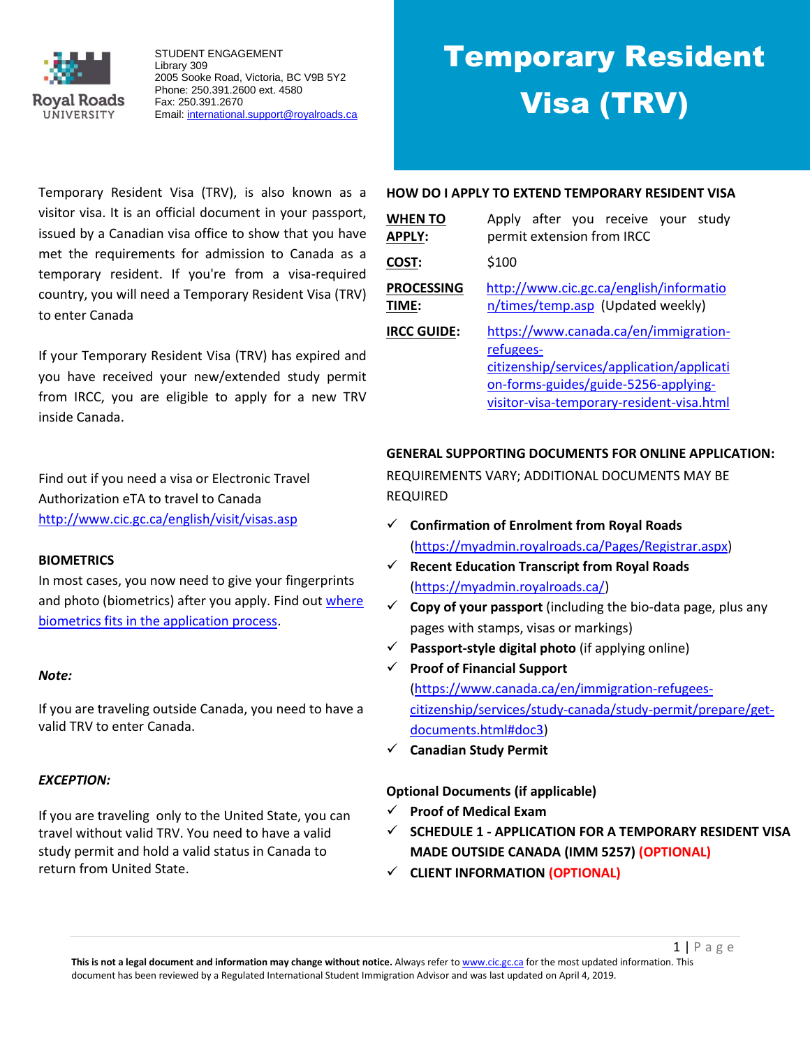STUDENT ENGAGEMENT
Library 309
2005 Sooke Road, Victoria, BC V9B 5Y2
Phone: 250.391.2600 ext. 4580
Fax: 250.391.2670
Email: international.support@royalroads.ca

# Temporary Resident Visa (TRV)

Temporary Resident Visa (TRV), is also known as a visitor visa. It is an official document in your passport, issued by a Canadian visa office to show that you have met the requirements for admission to Canada as a temporary resident. If you're from a visa-required country, you will need a Temporary Resident Visa (TRV) to enter Canada

If your Temporary Resident Visa (TRV) has expired and you have received your new/extended study permit from IRCC, you are eligible to apply for a new TRV inside Canada.

Find out if you need a visa or Electronic Travel Authorization eTA to travel to Canada
http://www.cic.gc.ca/english/visit/visas.asp

**BIOMETRICS**

In most cases, you now need to give your fingerprints and photo (biometrics) after you apply. Find out where biometrics fits in the application process.

***Note:***

If you are traveling outside Canada, you need to have a valid TRV to enter Canada.

***EXCEPTION:***

If you are traveling only to the United State, you can travel without valid TRV. You need to have a valid study permit and hold a valid status in Canada to return from United State.

**HOW DO I APPLY TO EXTEND TEMPORARY RESIDENT VISA**

| | |
|---|---|
| **WHEN TO APPLY:** | Apply after you receive your study permit extension from IRCC |
| **COST:** | $100 |
| **PROCESSING TIME:** | http://www.cic.gc.ca/english/information/times/temp.asp (Updated weekly) |
| **IRCC GUIDE:** | https://www.canada.ca/en/immigration-refugees-citizenship/services/application/application-forms-guides/guide-5256-applying-visitor-visa-temporary-resident-visa.html |

**GENERAL SUPPORTING DOCUMENTS FOR ONLINE APPLICATION:**

REQUIREMENTS VARY; ADDITIONAL DOCUMENTS MAY BE REQUIRED

- ✓ **Confirmation of Enrolment from Royal Roads** (https://myadmin.royalroads.ca/Pages/Registrar.aspx)
- ✓ **Recent Education Transcript from Royal Roads** (https://myadmin.royalroads.ca/)
- ✓ **Copy of your passport** (including the bio-data page, plus any pages with stamps, visas or markings)
- ✓ **Passport-style digital photo** (if applying online)
- ✓ **Proof of Financial Support** (https://www.canada.ca/en/immigration-refugees-citizenship/services/study-canada/study-permit/prepare/get-documents.html#doc3)
- ✓ **Canadian Study Permit**

**Optional Documents (if applicable)**

- ✓ **Proof of Medical Exam**
- ✓ **SCHEDULE 1 - APPLICATION FOR A TEMPORARY RESIDENT VISA MADE OUTSIDE CANADA (IMM 5257) (OPTIONAL)**
- ✓ **CLIENT INFORMATION (OPTIONAL)**

**This is not a legal document and information may change without notice.** Always refer to www.cic.gc.ca for the most updated information. This document has been reviewed by a Regulated International Student Immigration Advisor and was last updated on April 4, 2019.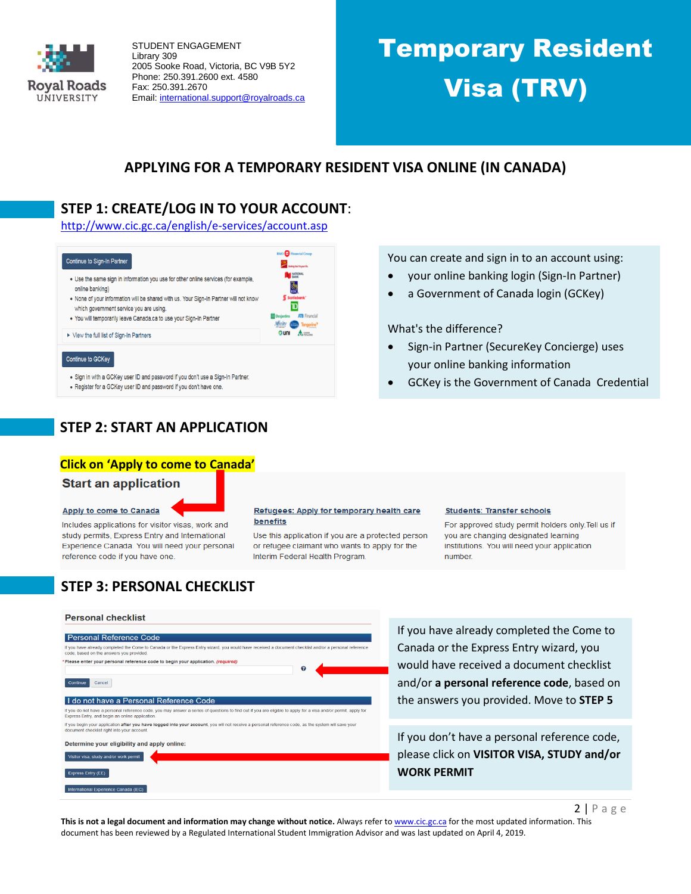STUDENT ENGAGEMENT
Library 309
2005 Sooke Road, Victoria, BC V9B 5Y2
Phone: 250.391.2600 ext. 4580
Fax: 250.391.2670
Email: international.support@royalroads.ca

# Temporary Resident Visa (TRV)

## APPLYING FOR A TEMPORARY RESIDENT VISA ONLINE (IN CANADA)

## STEP 1: CREATE/LOG IN TO YOUR ACCOUNT:

http://www.cic.gc.ca/english/e-services/account.asp

Continue to Sign-In Partner

- Use the same sign in information you use for other online services (for example, online banking)
- None of your information will be shared with us. Your Sign-In Partner will not know which government service you are using.
- You will temporarily leave Canada.ca to use your Sign-In Partner

▸ View the full list of Sign-In Partners

Continue to GCKey

- Sign in with a GCKey user ID and password if you don't use a Sign-In Partner.
- Register for a GCKey user ID and password if you don't have one.

You can create and sign in to an account using:

- your online banking login (Sign-In Partner)
- a Government of Canada login (GCKey)

What's the difference?

- Sign-in Partner (SecureKey Concierge) uses your online banking information
- GCKey is the Government of Canada Credential

## STEP 2: START AN APPLICATION

**Click on 'Apply to come to Canada'**

**Start an application**

**Apply to come to Canada**
Includes applications for visitor visas, work and study permits, Express Entry and International Experience Canada. You will need your personal reference code if you have one.

**Refugees: Apply for temporary health care benefits**
Use this application if you are a protected person or refugee claimant who wants to apply for the Interim Federal Health Program.

**Students: Transfer schools**
For approved study permit holders only. Tell us if you are changing designated learning institutions. You will need your application number.

## STEP 3: PERSONAL CHECKLIST

**Personal checklist**

**Personal Reference Code**

If you have already completed the Come to Canada or the Express Entry wizard, you would have received a document checklist and/or a personal reference code, based on the answers you provided.

\* Please enter your personal reference code to begin your application. (required)

Continue | Cancel

**I do not have a Personal Reference Code**

If you do not have a personal reference code, you may answer a series of questions to find out if you are eligible to apply for a visa and/or permit, apply for Express Entry, and begin an online application.

If you begin your application after you have logged into your account, you will not receive a personal reference code, as the system will save your document checklist right into your account.

**Determine your eligibility and apply online:**

Visitor visa, study and/or work permit

Express Entry (EE)

International Experience Canada (IEC)

If you have already completed the Come to Canada or the Express Entry wizard, you would have received a document checklist and/or **a personal reference code**, based on the answers you provided. Move to **STEP 5**

If you don't have a personal reference code, please click on **VISITOR VISA, STUDY and/or WORK PERMIT**

**This is not a legal document and information may change without notice.** Always refer to www.cic.gc.ca for the most updated information. This document has been reviewed by a Regulated International Student Immigration Advisor and was last updated on April 4, 2019.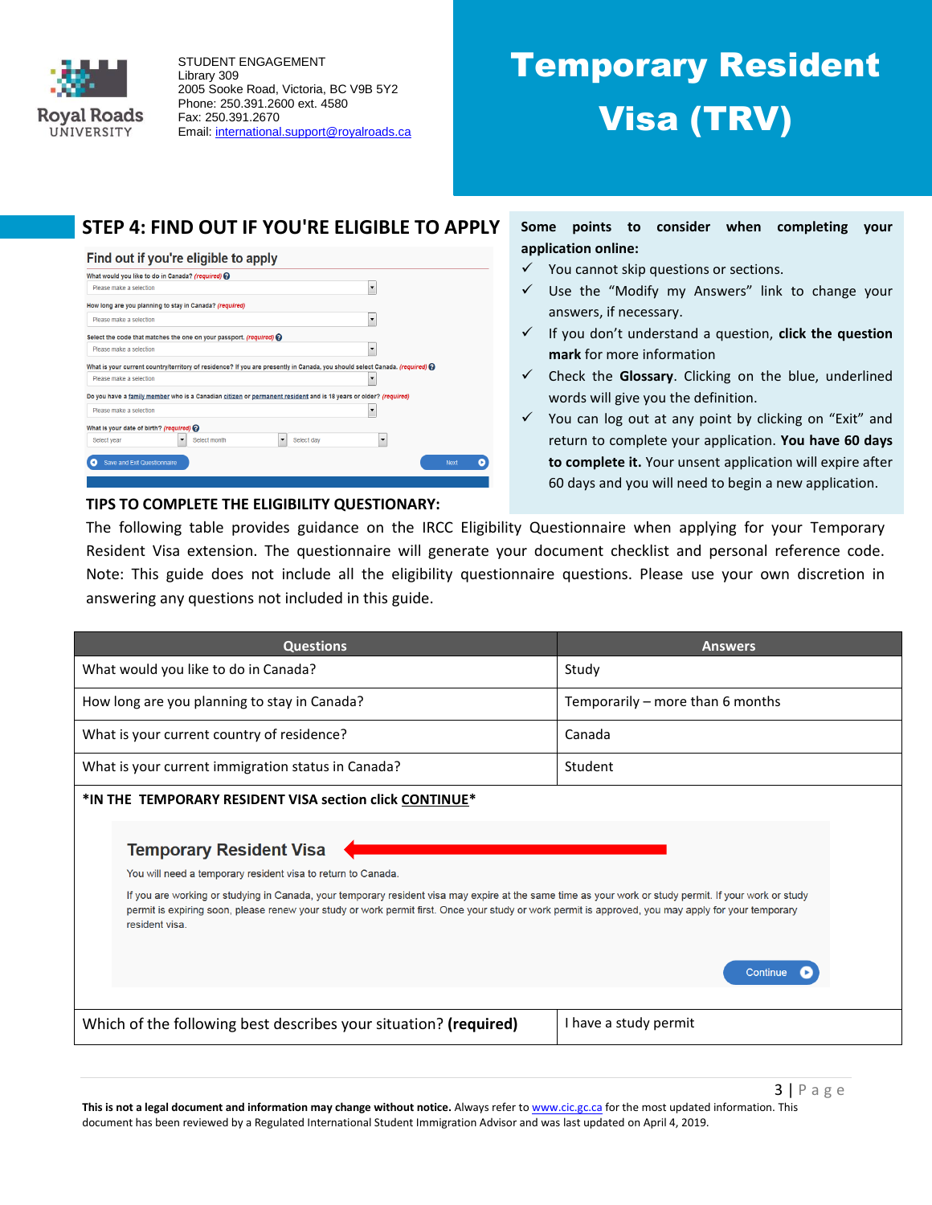STUDENT ENGAGEMENT
Library 309
2005 Sooke Road, Victoria, BC V9B 5Y2
Phone: 250.391.2600 ext. 4580
Fax: 250.391.2670
Email: international.support@royalroads.ca

# Temporary Resident Visa (TRV)

## STEP 4: FIND OUT IF YOU'RE ELIGIBLE TO APPLY

**Some points to consider when completing your application online:**

- ✓ You cannot skip questions or sections.
- ✓ Use the "Modify my Answers" link to change your answers, if necessary.
- ✓ If you don't understand a question, **click the question mark** for more information
- ✓ Check the **Glossary**. Clicking on the blue, underlined words will give you the definition.
- ✓ You can log out at any point by clicking on "Exit" and return to complete your application. **You have 60 days to complete it.** Your unsent application will expire after 60 days and you will need to begin a new application.

### TIPS TO COMPLETE THE ELIGIBILITY QUESTIONARY:

The following table provides guidance on the IRCC Eligibility Questionnaire when applying for your Temporary Resident Visa extension. The questionnaire will generate your document checklist and personal reference code. Note: This guide does not include all the eligibility questionnaire questions. Please use your own discretion in answering any questions not included in this guide.

| Questions | Answers |
| --- | --- |
| What would you like to do in Canada? | Study |
| How long are you planning to stay in Canada? | Temporarily – more than 6 months |
| What is your current country of residence? | Canada |
| What is your current immigration status in Canada? | Student |
| ***IN THE TEMPORARY RESIDENT VISA section click CONTINUE*** | |
| Which of the following best describes your situation? **(required)** | I have a study permit |

**This is not a legal document and information may change without notice.** Always refer to www.cic.gc.ca for the most updated information. This document has been reviewed by a Regulated International Student Immigration Advisor and was last updated on April 4, 2019.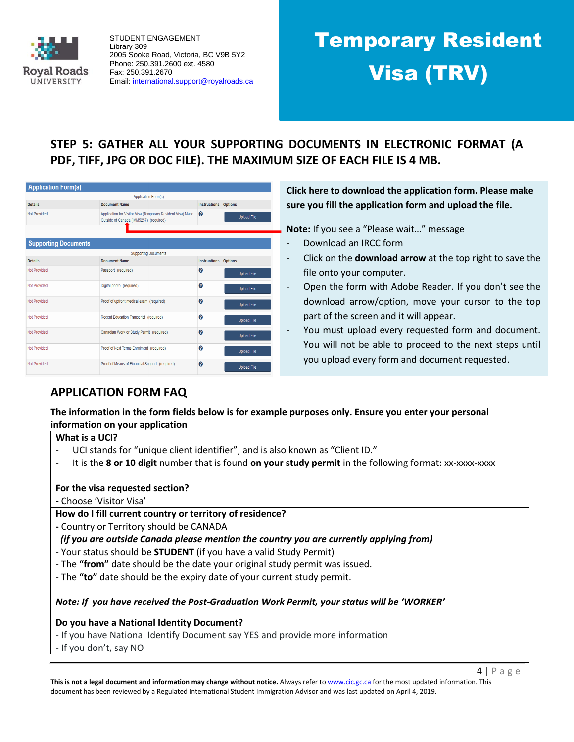STUDENT ENGAGEMENT
Library 309
2005 Sooke Road, Victoria, BC V9B 5Y2
Phone: 250.391.2600 ext. 4580
Fax: 250.391.2670
Email: international.support@royalroads.ca

# Temporary Resident Visa (TRV)

## STEP 5: GATHER ALL YOUR SUPPORTING DOCUMENTS IN ELECTRONIC FORMAT (A PDF, TIFF, JPG OR DOC FILE). THE MAXIMUM SIZE OF EACH FILE IS 4 MB.

**Application Form(s)**

| Details | Document Name | Instructions | Options |
|---|---|---|---|
| Not Provided | Application for Visitor Visa (Temporary Resident Visa) Made Outside of Canada (IMM5257) (required) | ? | Upload File |

**Supporting Documents**

| Details | Document Name | Instructions | Options |
|---|---|---|---|
| Not Provided | Passport (required) | ? | Upload File |
| Not Provided | Digital photo (required) | ? | Upload File |
| Not Provided | Proof of upfront medical exam (required) | ? | Upload File |
| Not Provided | Recent Education Transcript (required) | ? | Upload File |
| Not Provided | Canadian Work or Study Permit (required) | ? | Upload File |
| Not Provided | Proof of Next Terms Enrolment (required) | ? | Upload File |
| Not Provided | Proof of Means of Financial Support (required) | ? | Upload File |

**Click here to download the application form. Please make sure you fill the application form and upload the file.**

**Note:** If you see a "Please wait…" message

- Download an IRCC form
- Click on the **download arrow** at the top right to save the file onto your computer.
- Open the form with Adobe Reader. If you don't see the download arrow/option, move your cursor to the top part of the screen and it will appear.
- You must upload every requested form and document. You will not be able to proceed to the next steps until you upload every form and document requested.

## APPLICATION FORM FAQ

**The information in the form fields below is for example purposes only. Ensure you enter your personal information on your application**

**What is a UCI?**

- UCI stands for "unique client identifier", and is also known as "Client ID."
- It is the **8 or 10 digit** number that is found **on your study permit** in the following format: xx-xxxx-xxxx

**For the visa requested section?**

**-** Choose 'Visitor Visa'

**How do I fill current country or territory of residence?**

**-** Country or Territory should be CANADA
*(if you are outside Canada please mention the country you are currently applying from)*
- Your status should be **STUDENT** (if you have a valid Study Permit)
- The **"from"** date should be the date your original study permit was issued.
- The **"to"** date should be the expiry date of your current study permit.

***Note: If you have received the Post-Graduation Work Permit, your status will be 'WORKER'***

**Do you have a National Identity Document?**

- If you have National Identify Document say YES and provide more information
- If you don't, say NO

**This is not a legal document and information may change without notice.** Always refer to www.cic.gc.ca for the most updated information. This document has been reviewed by a Regulated International Student Immigration Advisor and was last updated on April 4, 2019.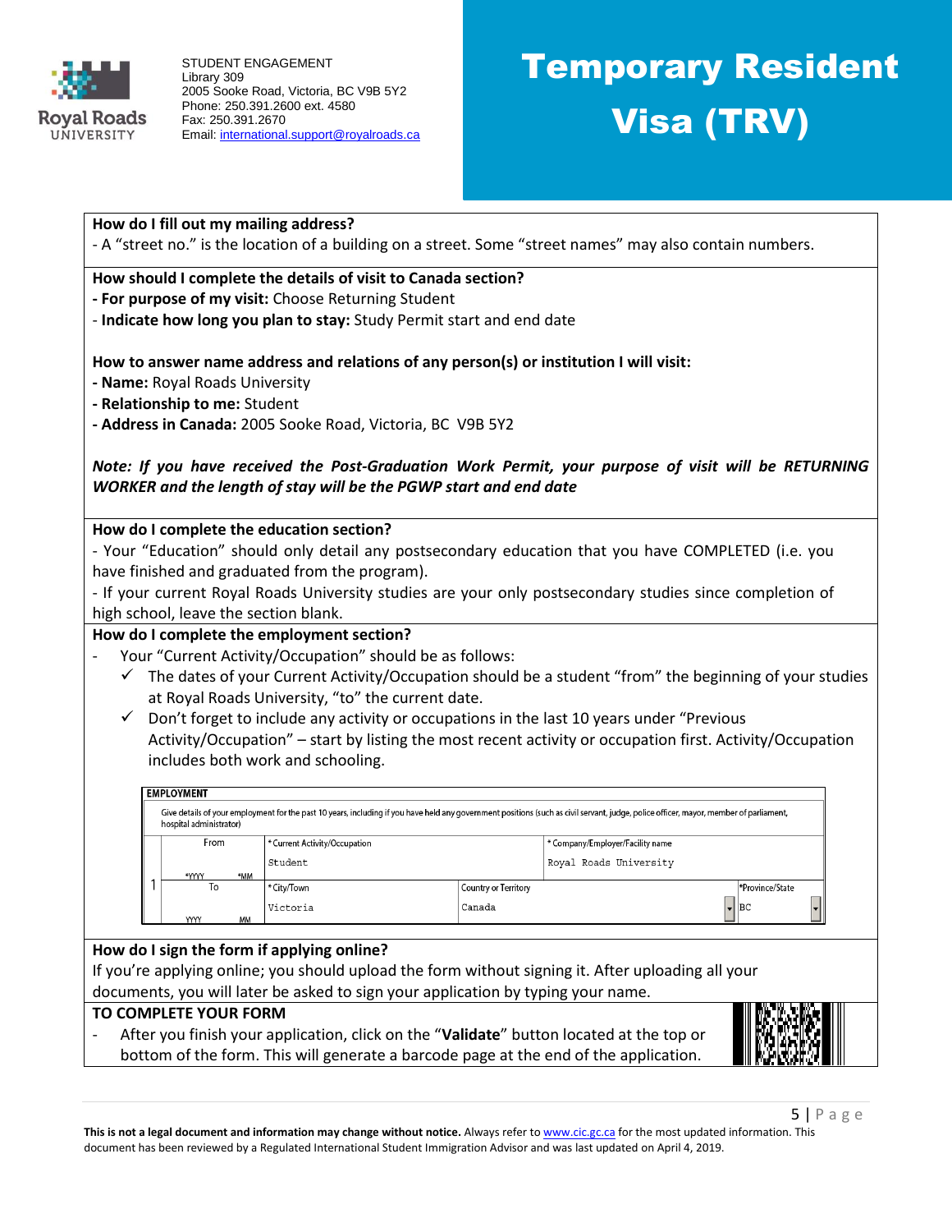STUDENT ENGAGEMENT
Library 309
2005 Sooke Road, Victoria, BC V9B 5Y2
Phone: 250.391.2600 ext. 4580
Fax: 250.391.2670
Email: international.support@royalroads.ca

# Temporary Resident Visa (TRV)

**How do I fill out my mailing address?**

- A "street no." is the location of a building on a street. Some "street names" may also contain numbers.

**How should I complete the details of visit to Canada section?**

- **For purpose of my visit:** Choose Returning Student
- **Indicate how long you plan to stay:** Study Permit start and end date

**How to answer name address and relations of any person(s) or institution I will visit:**

- **Name:** Royal Roads University
- **Relationship to me:** Student
- **Address in Canada:** 2005 Sooke Road, Victoria, BC V9B 5Y2

***Note: If you have received the Post-Graduation Work Permit, your purpose of visit will be RETURNING WORKER and the length of stay will be the PGWP start and end date***

**How do I complete the education section?**

- Your "Education" should only detail any postsecondary education that you have COMPLETED (i.e. you have finished and graduated from the program).
- If your current Royal Roads University studies are your only postsecondary studies since completion of high school, leave the section blank.

**How do I complete the employment section?**

- Your "Current Activity/Occupation" should be as follows:
  - ✓ The dates of your Current Activity/Occupation should be a student "from" the beginning of your studies at Royal Roads University, "to" the current date.
  - ✓ Don't forget to include any activity or occupations in the last 10 years under "Previous Activity/Occupation" – start by listing the most recent activity or occupation first. Activity/Occupation includes both work and schooling.

**EMPLOYMENT**

Give details of your employment for the past 10 years, including if you have held any government positions (such as civil servant, judge, police officer, mayor, member of parliament, hospital administrator)

| | | | | |
|---|---|---|---|---|
| 1 | From *YYYY *MM | * Current Activity/Occupation: Student | | * Company/Employer/Facility name: Royal Roads University |
| | To YYYY MM | * City/Town: Victoria | Country or Territory: Canada | *Province/State: BC |

**How do I sign the form if applying online?**

If you're applying online; you should upload the form without signing it. After uploading all your documents, you will later be asked to sign your application by typing your name.

**TO COMPLETE YOUR FORM**

- After you finish your application, click on the "**Validate**" button located at the top or bottom of the form. This will generate a barcode page at the end of the application.

**This is not a legal document and information may change without notice.** Always refer to www.cic.gc.ca for the most updated information. This document has been reviewed by a Regulated International Student Immigration Advisor and was last updated on April 4, 2019.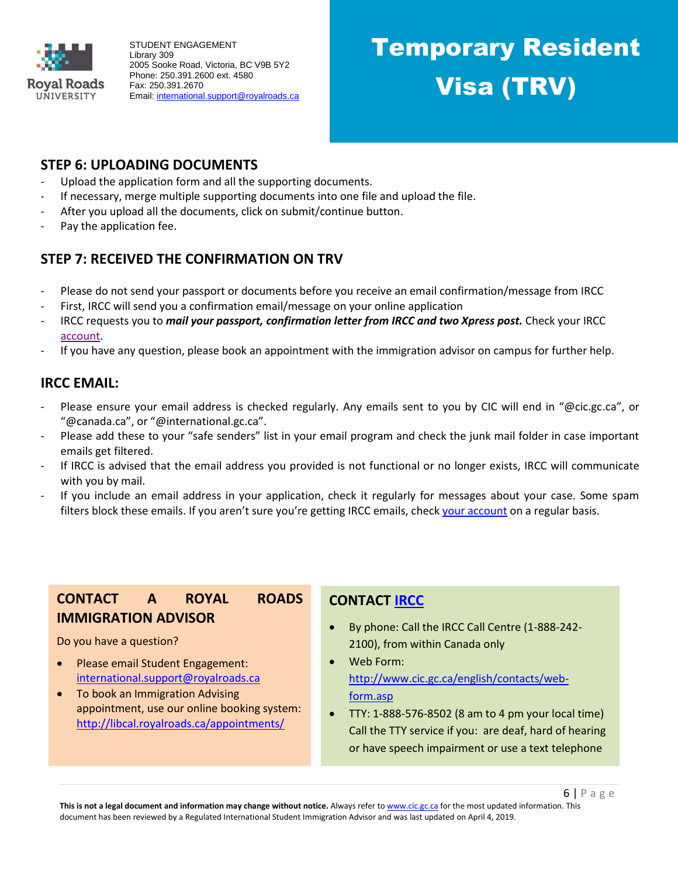STUDENT ENGAGEMENT
Library 309
2005 Sooke Road, Victoria, BC V9B 5Y2
Phone: 250.391.2600 ext. 4580
Fax: 250.391.2670
Email: international.support@royalroads.ca

# Temporary Resident Visa (TRV)

## STEP 6: UPLOADING DOCUMENTS

- Upload the application form and all the supporting documents.
- If necessary, merge multiple supporting documents into one file and upload the file.
- After you upload all the documents, click on submit/continue button.
- Pay the application fee.

## STEP 7: RECEIVED THE CONFIRMATION ON TRV

- Please do not send your passport or documents before you receive an email confirmation/message from IRCC
- First, IRCC will send you a confirmation email/message on your online application
- IRCC requests you to ***mail your passport, confirmation letter from IRCC and two Xpress post.*** Check your IRCC account.
- If you have any question, please book an appointment with the immigration advisor on campus for further help.

## IRCC EMAIL:

- Please ensure your email address is checked regularly. Any emails sent to you by CIC will end in "@cic.gc.ca", or "@canada.ca", or "@international.gc.ca".
- Please add these to your "safe senders" list in your email program and check the junk mail folder in case important emails get filtered.
- If IRCC is advised that the email address you provided is not functional or no longer exists, IRCC will communicate with you by mail.
- If you include an email address in your application, check it regularly for messages about your case. Some spam filters block these emails. If you aren't sure you're getting IRCC emails, check your account on a regular basis.

## CONTACT A ROYAL ROADS IMMIGRATION ADVISOR

Do you have a question?

- Please email Student Engagement: international.support@royalroads.ca
- To book an Immigration Advising appointment, use our online booking system: http://libcal.royalroads.ca/appointments/

## CONTACT IRCC

- By phone: Call the IRCC Call Centre (1-888-242-2100), from within Canada only
- Web Form: http://www.cic.gc.ca/english/contacts/web-form.asp
- TTY: 1-888-576-8502 (8 am to 4 pm your local time) Call the TTY service if you: are deaf, hard of hearing or have speech impairment or use a text telephone

**This is not a legal document and information may change without notice.** Always refer to www.cic.gc.ca for the most updated information. This document has been reviewed by a Regulated International Student Immigration Advisor and was last updated on April 4, 2019.